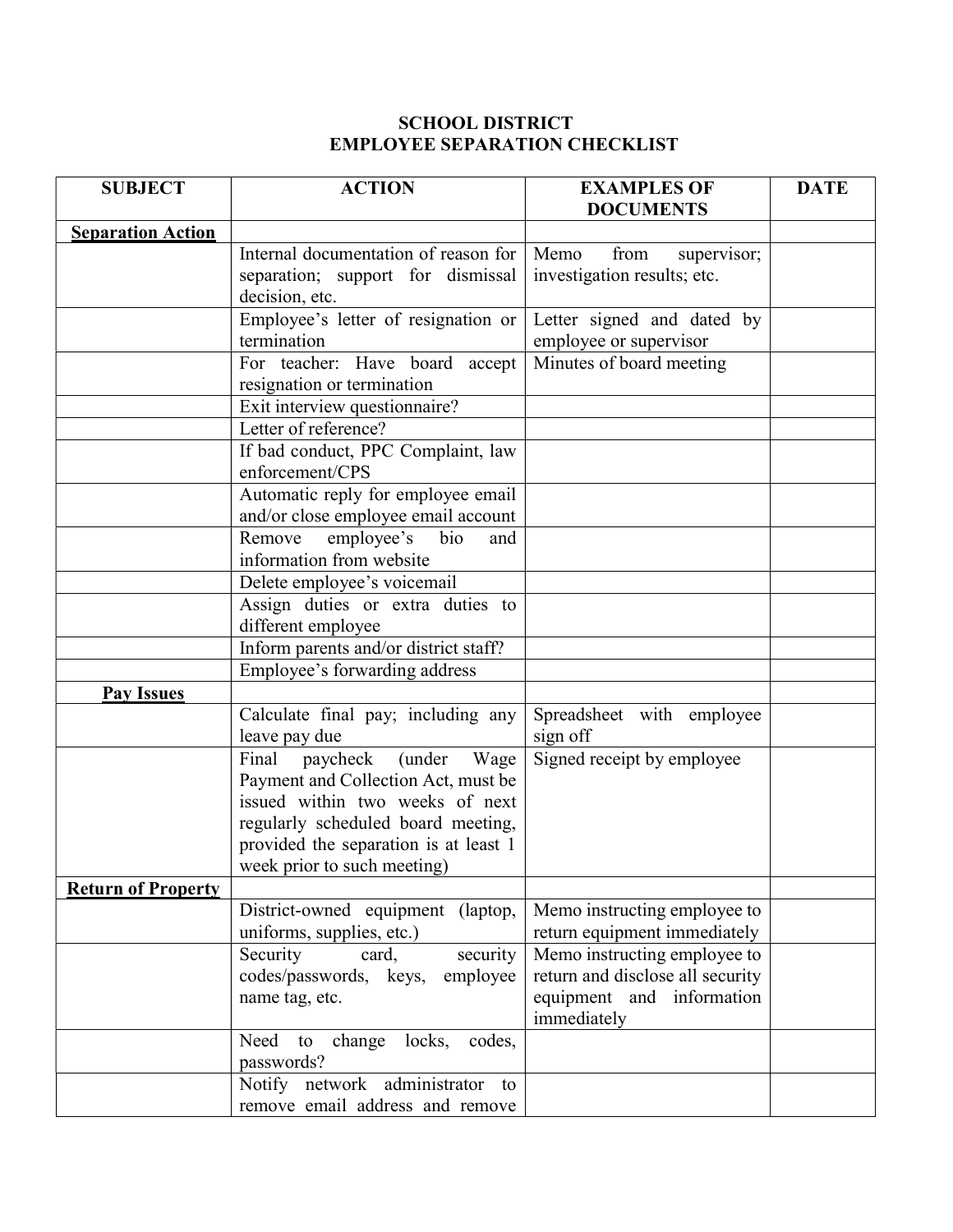# SCHOOL DISTRICT
# EMPLOYEE SEPARATION CHECKLIST

| SUBJECT | ACTION | EXAMPLES OF DOCUMENTS | DATE |
|---|---|---|---|
| **Separation Action** | | | |
| | Internal documentation of reason for separation; support for dismissal decision, etc. | Memo from supervisor; investigation results; etc. | |
| | Employee's letter of resignation or termination | Letter signed and dated by employee or supervisor | |
| | For teacher: Have board accept resignation or termination | Minutes of board meeting | |
| | Exit interview questionnaire? | | |
| | Letter of reference? | | |
| | If bad conduct, PPC Complaint, law enforcement/CPS | | |
| | Automatic reply for employee email and/or close employee email account | | |
| | Remove employee's bio and information from website | | |
| | Delete employee's voicemail | | |
| | Assign duties or extra duties to different employee | | |
| | Inform parents and/or district staff? | | |
| | Employee's forwarding address | | |
| **Pay Issues** | | | |
| | Calculate final pay; including any leave pay due | Spreadsheet with employee sign off | |
| | Final paycheck (under Wage Payment and Collection Act, must be issued within two weeks of next regularly scheduled board meeting, provided the separation is at least 1 week prior to such meeting) | Signed receipt by employee | |
| **Return of Property** | | | |
| | District-owned equipment (laptop, uniforms, supplies, etc.) | Memo instructing employee to return equipment immediately | |
| | Security card, security codes/passwords, keys, employee name tag, etc. | Memo instructing employee to return and disclose all security equipment and information immediately | |
| | Need to change locks, codes, passwords? | | |
| | Notify network administrator to remove email address and remove | | |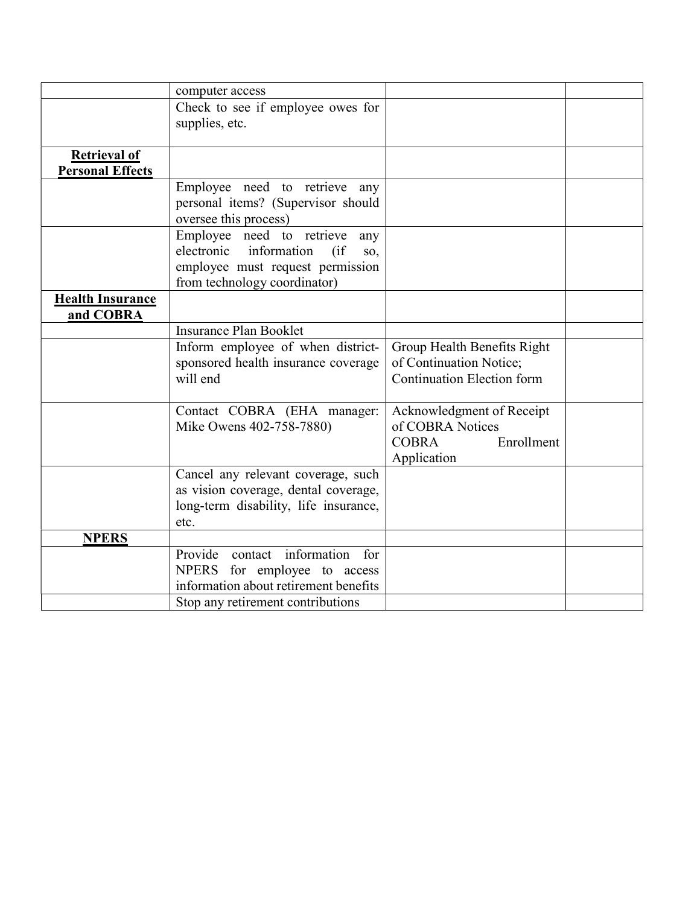| | | | |
|---|---|---|---|
| | computer access | | |
| | Check to see if employee owes for supplies, etc. | | |
| **Retrieval of Personal Effects** | | | |
| | Employee need to retrieve any personal items? (Supervisor should oversee this process) | | |
| | Employee need to retrieve any electronic information (if so, employee must request permission from technology coordinator) | | |
| **Health Insurance and COBRA** | | | |
| | Insurance Plan Booklet | | |
| | Inform employee of when district-sponsored health insurance coverage will end | Group Health Benefits Right of Continuation Notice; Continuation Election form | |
| | Contact COBRA (EHA manager: Mike Owens 402-758-7880) | Acknowledgment of Receipt of COBRA Notices COBRA Enrollment Application | |
| | Cancel any relevant coverage, such as vision coverage, dental coverage, long-term disability, life insurance, etc. | | |
| **NPERS** | | | |
| | Provide contact information for NPERS for employee to access information about retirement benefits | | |
| | Stop any retirement contributions | | |